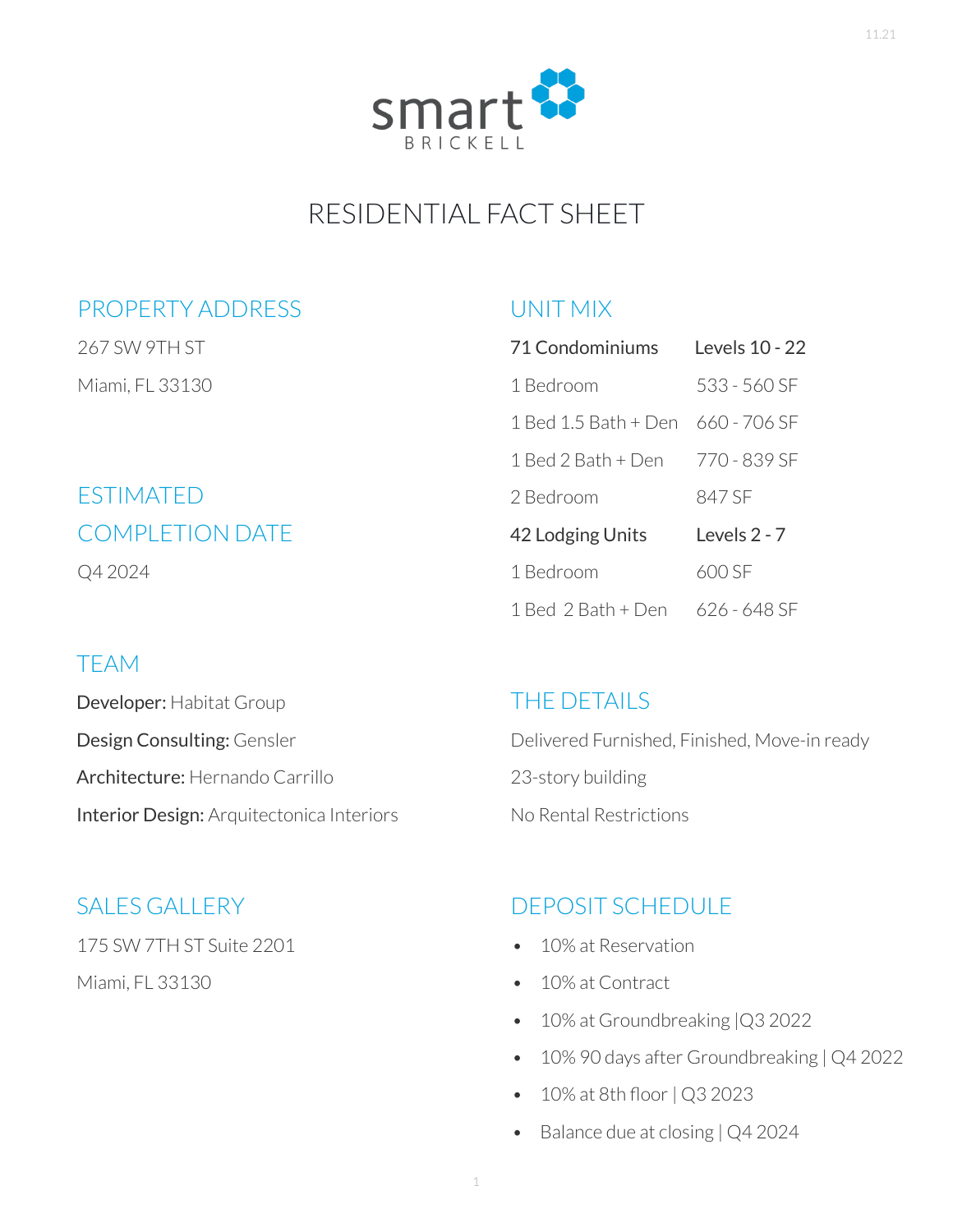# smart BRICKELL

## RESIDENTIAL FACT SHEET

### PROPERTY ADDRESS

267 SW 9TH ST

Miami, FL 33130

### ESTIMATED COMPLETION DATE

Q4 2024

### TEAM

**Developer:** Habitat Group

**Design Consulting:** Gensler

**Architecture:** Hernando Carrillo

**Interior Design:** Arquitectonica Interiors

### SALES GALLERY

175 SW 7TH ST Suite 2201

Miami, FL 33130

### UNIT MIX

| 71 Condominiums | Levels 10 - 22 |
|---|---|
| 1 Bedroom | 533 - 560 SF |
| 1 Bed 1.5 Bath + Den | 660 - 706 SF |
| 1 Bed 2 Bath + Den | 770 - 839 SF |
| 2 Bedroom | 847 SF |
| **42 Lodging Units** | **Levels 2 - 7** |
| 1 Bedroom | 600 SF |
| 1 Bed 2 Bath + Den | 626 - 648 SF |

### THE DETAILS

Delivered Furnished, Finished, Move-in ready

23-story building

No Rental Restrictions

### DEPOSIT SCHEDULE

- 10% at Reservation
- 10% at Contract
- 10% at Groundbreaking |Q3 2022
- 10% 90 days after Groundbreaking | Q4 2022
- 10% at 8th floor | Q3 2023
- Balance due at closing | Q4 2024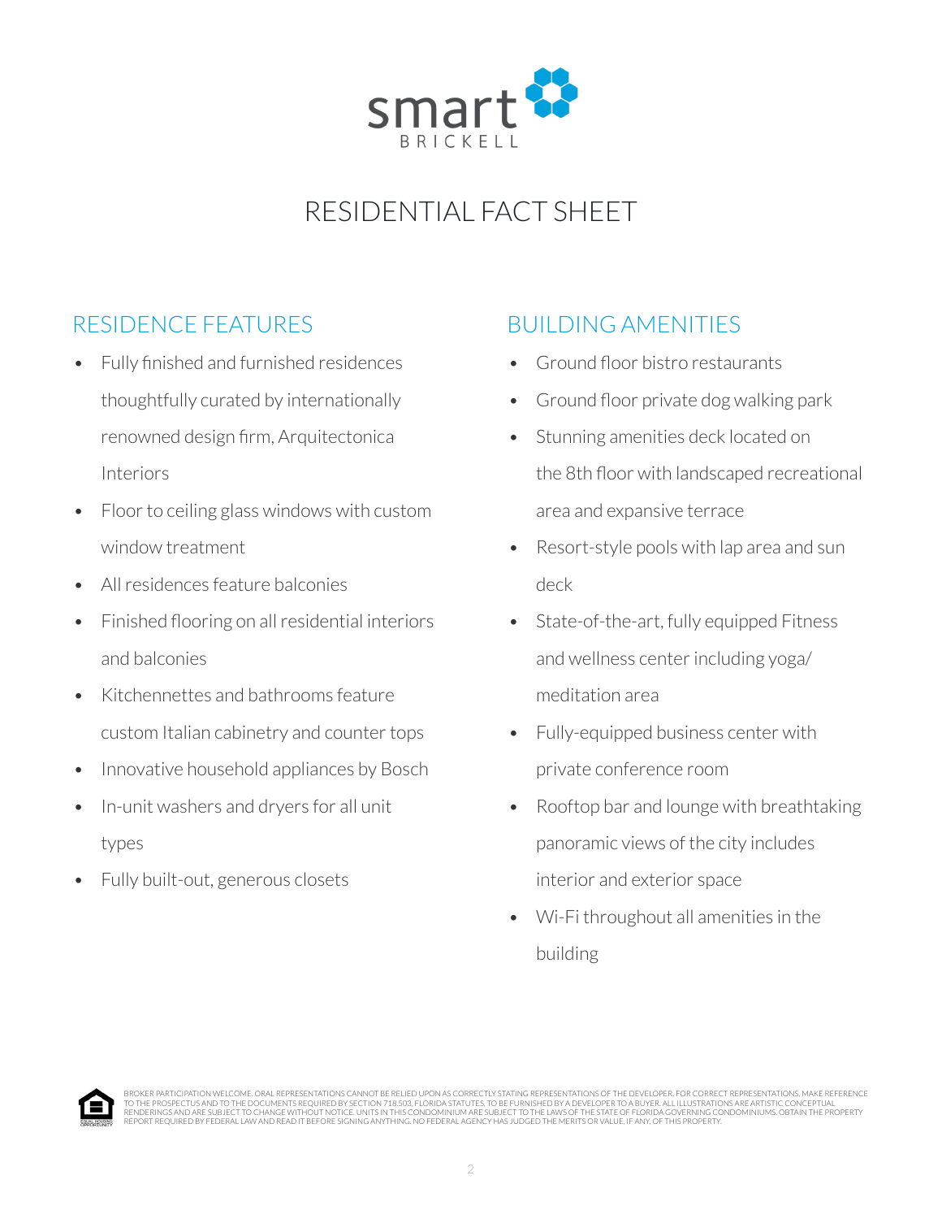smart
BRICKELL

# RESIDENTIAL FACT SHEET

## RESIDENCE FEATURES

- Fully finished and furnished residences thoughtfully curated by internationally renowned design firm, Arquitectonica Interiors
- Floor to ceiling glass windows with custom window treatment
- All residences feature balconies
- Finished flooring on all residential interiors and balconies
- Kitchennettes and bathrooms feature custom Italian cabinetry and counter tops
- Innovative household appliances by Bosch
- In-unit washers and dryers for all unit types
- Fully built-out, generous closets

## BUILDING AMENITIES

- Ground floor bistro restaurants
- Ground floor private dog walking park
- Stunning amenities deck located on the 8th floor with landscaped recreational area and expansive terrace
- Resort-style pools with lap area and sun deck
- State-of-the-art, fully equipped Fitness and wellness center including yoga/ meditation area
- Fully-equipped business center with private conference room
- Rooftop bar and lounge with breathtaking panoramic views of the city includes interior and exterior space
- Wi-Fi throughout all amenities in the building

BROKER PARTICIPATION WELCOME. ORAL REPRESENTATIONS CANNOT BE RELIED UPON AS CORRECTLY STATING REPRESENTATIONS OF THE DEVELOPER. FOR CORRECT REPRESENTATIONS, MAKE REFERENCE TO THE PROSPECTUS AND TO THE DOCUMENTS REQUIRED BY SECTION 718.503, FLORIDA STATUTES, TO BE FURNISHED BY A DEVELOPER TO A BUYER. ALL ILLUSTRATIONS ARE ARTISTIC CONCEPTUAL RENDERINGS AND ARE SUBJECT TO CHANGE WITHOUT NOTICE. UNITS IN THIS CONDOMINIUM ARE SUBJECT TO THE LAWS OF THE STATE OF FLORIDA GOVERNING CONDOMINIUMS. OBTAIN THE PROPERTY REPORT REQUIRED BY FEDERAL LAW AND READ IT BEFORE SIGNING ANYTHING. NO FEDERAL AGENCY HAS JUDGED THE MERITS OR VALUE, IF ANY, OF THIS PROPERTY.